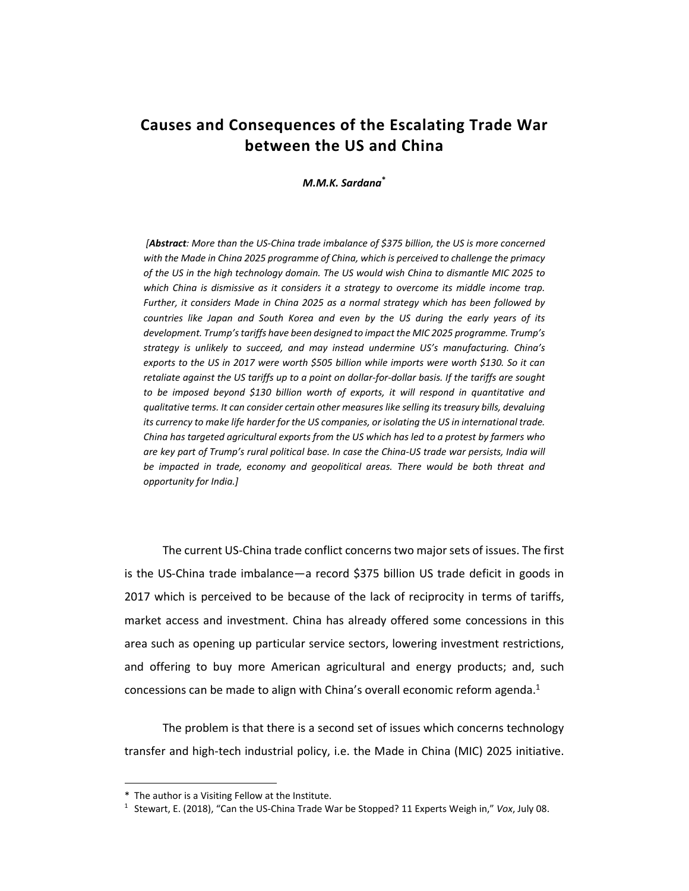# Causes and Consequences of the Escalating Trade War between the US and China

***M.M.K. Sardana****

[***Abstract***: *More than the US-China trade imbalance of $375 billion, the US is more concerned with the Made in China 2025 programme of China, which is perceived to challenge the primacy of the US in the high technology domain. The US would wish China to dismantle MIC 2025 to which China is dismissive as it considers it a strategy to overcome its middle income trap. Further, it considers Made in China 2025 as a normal strategy which has been followed by countries like Japan and South Korea and even by the US during the early years of its development. Trump's tariffs have been designed to impact the MIC 2025 programme. Trump's strategy is unlikely to succeed, and may instead undermine US's manufacturing. China's exports to the US in 2017 were worth $505 billion while imports were worth $130. So it can retaliate against the US tariffs up to a point on dollar-for-dollar basis. If the tariffs are sought to be imposed beyond $130 billion worth of exports, it will respond in quantitative and qualitative terms. It can consider certain other measures like selling its treasury bills, devaluing its currency to make life harder for the US companies, or isolating the US in international trade. China has targeted agricultural exports from the US which has led to a protest by farmers who are key part of Trump's rural political base. In case the China-US trade war persists, India will be impacted in trade, economy and geopolitical areas. There would be both threat and opportunity for India.*]

The current US-China trade conflict concerns two major sets of issues. The first is the US-China trade imbalance—a record $375 billion US trade deficit in goods in 2017 which is perceived to be because of the lack of reciprocity in terms of tariffs, market access and investment. China has already offered some concessions in this area such as opening up particular service sectors, lowering investment restrictions, and offering to buy more American agricultural and energy products; and, such concessions can be made to align with China's overall economic reform agenda.[1]

The problem is that there is a second set of issues which concerns technology transfer and high-tech industrial policy, i.e. the Made in China (MIC) 2025 initiative.

---

\* The author is a Visiting Fellow at the Institute.

[1] Stewart, E. (2018), "Can the US-China Trade War be Stopped? 11 Experts Weigh in," *Vox*, July 08.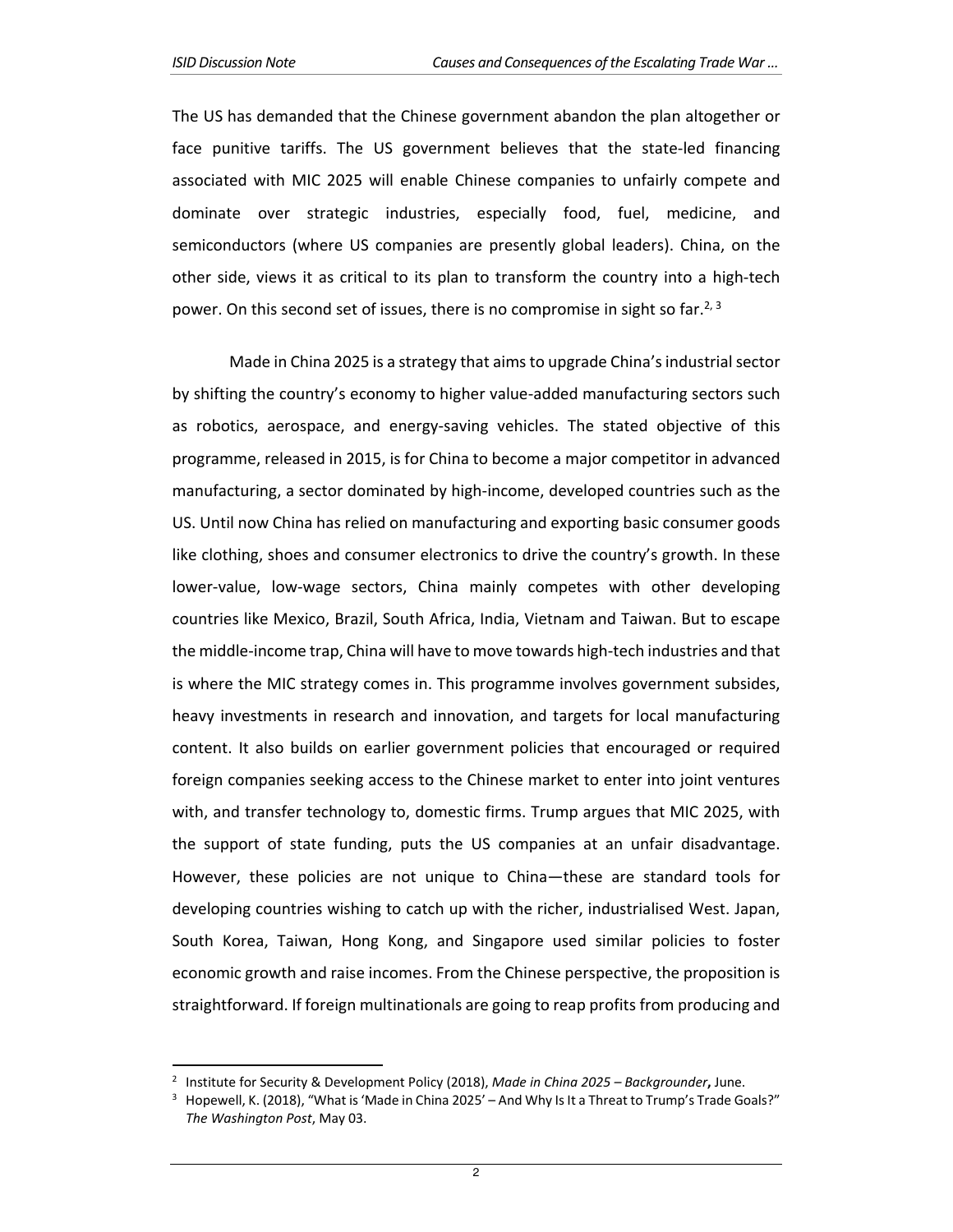The US has demanded that the Chinese government abandon the plan altogether or face punitive tariffs. The US government believes that the state-led financing associated with MIC 2025 will enable Chinese companies to unfairly compete and dominate over strategic industries, especially food, fuel, medicine, and semiconductors (where US companies are presently global leaders). China, on the other side, views it as critical to its plan to transform the country into a high-tech power. On this second set of issues, there is no compromise in sight so far.[2, 3]

Made in China 2025 is a strategy that aims to upgrade China's industrial sector by shifting the country's economy to higher value-added manufacturing sectors such as robotics, aerospace, and energy-saving vehicles. The stated objective of this programme, released in 2015, is for China to become a major competitor in advanced manufacturing, a sector dominated by high-income, developed countries such as the US. Until now China has relied on manufacturing and exporting basic consumer goods like clothing, shoes and consumer electronics to drive the country's growth. In these lower-value, low-wage sectors, China mainly competes with other developing countries like Mexico, Brazil, South Africa, India, Vietnam and Taiwan. But to escape the middle-income trap, China will have to move towards high-tech industries and that is where the MIC strategy comes in. This programme involves government subsides, heavy investments in research and innovation, and targets for local manufacturing content. It also builds on earlier government policies that encouraged or required foreign companies seeking access to the Chinese market to enter into joint ventures with, and transfer technology to, domestic firms. Trump argues that MIC 2025, with the support of state funding, puts the US companies at an unfair disadvantage. However, these policies are not unique to China—these are standard tools for developing countries wishing to catch up with the richer, industrialised West. Japan, South Korea, Taiwan, Hong Kong, and Singapore used similar policies to foster economic growth and raise incomes. From the Chinese perspective, the proposition is straightforward. If foreign multinationals are going to reap profits from producing and

---

[2] Institute for Security & Development Policy (2018), *Made in China 2025 – Backgrounder*, June.

[3] Hopewell, K. (2018), "What is 'Made in China 2025' – And Why Is It a Threat to Trump's Trade Goals?" *The Washington Post*, May 03.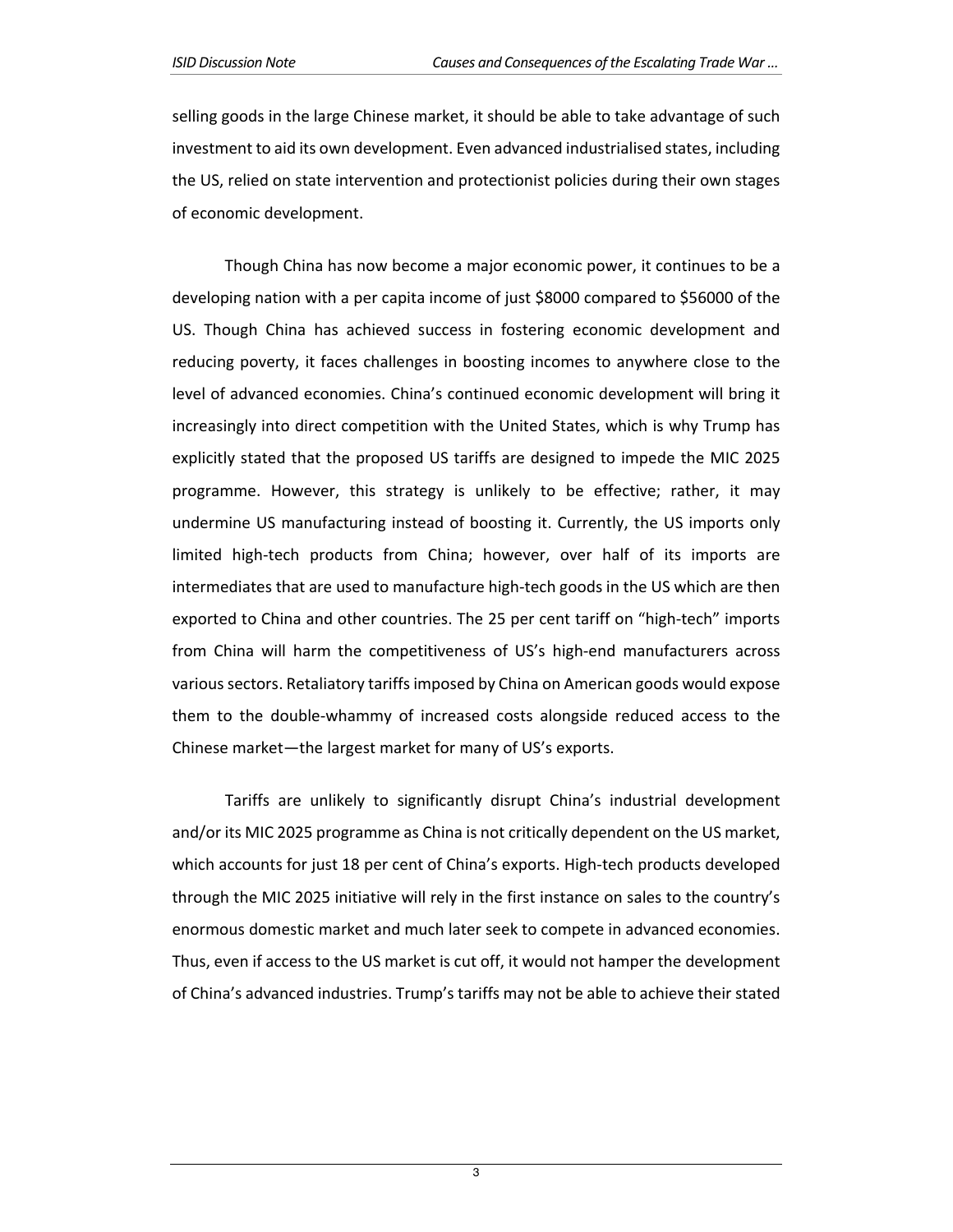selling goods in the large Chinese market, it should be able to take advantage of such investment to aid its own development. Even advanced industrialised states, including the US, relied on state intervention and protectionist policies during their own stages of economic development.

Though China has now become a major economic power, it continues to be a developing nation with a per capita income of just $8000 compared to $56000 of the US. Though China has achieved success in fostering economic development and reducing poverty, it faces challenges in boosting incomes to anywhere close to the level of advanced economies. China's continued economic development will bring it increasingly into direct competition with the United States, which is why Trump has explicitly stated that the proposed US tariffs are designed to impede the MIC 2025 programme. However, this strategy is unlikely to be effective; rather, it may undermine US manufacturing instead of boosting it. Currently, the US imports only limited high-tech products from China; however, over half of its imports are intermediates that are used to manufacture high-tech goods in the US which are then exported to China and other countries. The 25 per cent tariff on "high-tech" imports from China will harm the competitiveness of US's high-end manufacturers across various sectors. Retaliatory tariffs imposed by China on American goods would expose them to the double-whammy of increased costs alongside reduced access to the Chinese market—the largest market for many of US's exports.

Tariffs are unlikely to significantly disrupt China's industrial development and/or its MIC 2025 programme as China is not critically dependent on the US market, which accounts for just 18 per cent of China's exports. High-tech products developed through the MIC 2025 initiative will rely in the first instance on sales to the country's enormous domestic market and much later seek to compete in advanced economies. Thus, even if access to the US market is cut off, it would not hamper the development of China's advanced industries. Trump's tariffs may not be able to achieve their stated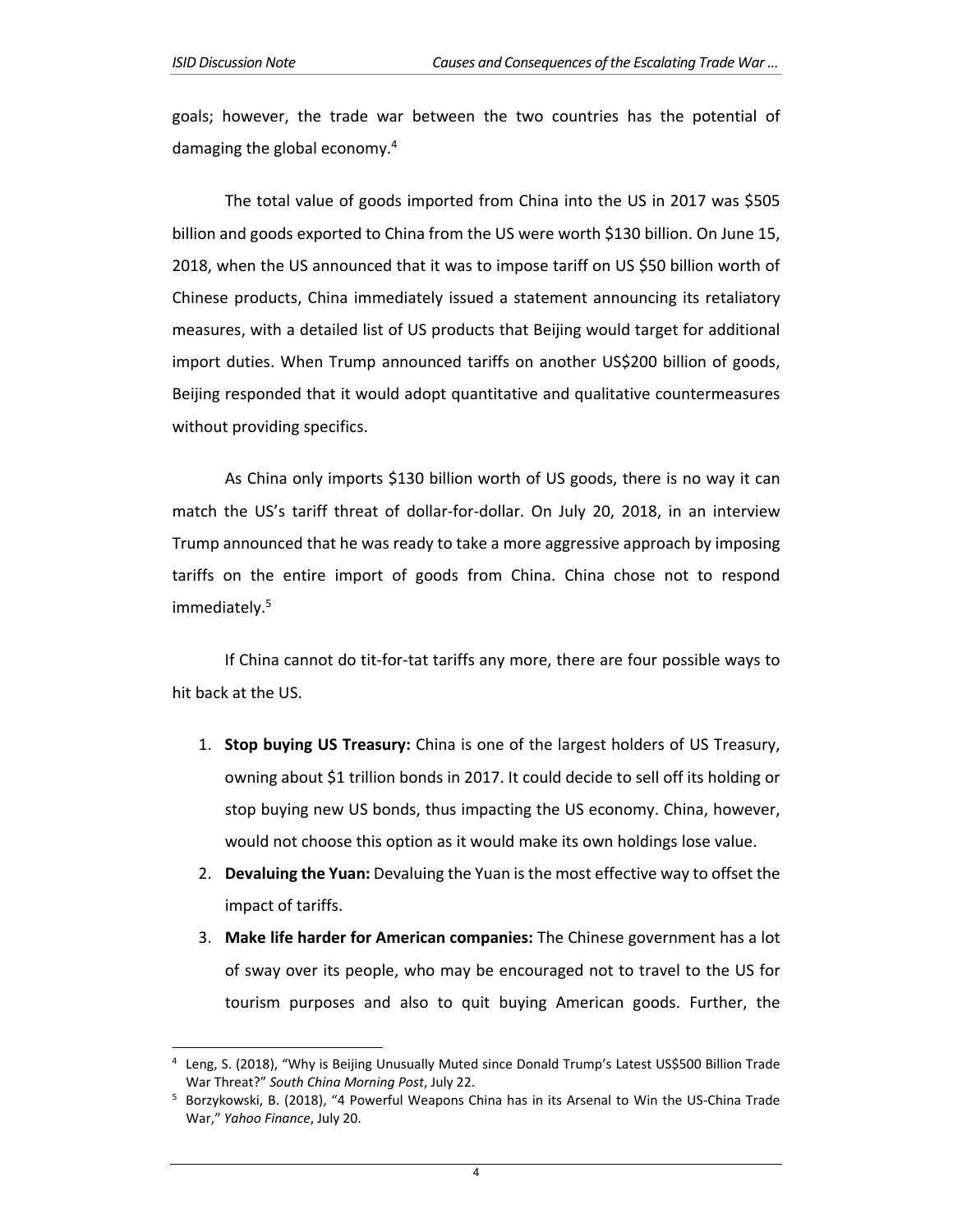goals; however, the trade war between the two countries has the potential of damaging the global economy.[4]

The total value of goods imported from China into the US in 2017 was $505 billion and goods exported to China from the US were worth $130 billion. On June 15, 2018, when the US announced that it was to impose tariff on US $50 billion worth of Chinese products, China immediately issued a statement announcing its retaliatory measures, with a detailed list of US products that Beijing would target for additional import duties. When Trump announced tariffs on another US$200 billion of goods, Beijing responded that it would adopt quantitative and qualitative countermeasures without providing specifics.

As China only imports $130 billion worth of US goods, there is no way it can match the US's tariff threat of dollar-for-dollar. On July 20, 2018, in an interview Trump announced that he was ready to take a more aggressive approach by imposing tariffs on the entire import of goods from China. China chose not to respond immediately.[5]

If China cannot do tit-for-tat tariffs any more, there are four possible ways to hit back at the US.

1. **Stop buying US Treasury:** China is one of the largest holders of US Treasury, owning about $1 trillion bonds in 2017. It could decide to sell off its holding or stop buying new US bonds, thus impacting the US economy. China, however, would not choose this option as it would make its own holdings lose value.
2. **Devaluing the Yuan:** Devaluing the Yuan is the most effective way to offset the impact of tariffs.
3. **Make life harder for American companies:** The Chinese government has a lot of sway over its people, who may be encouraged not to travel to the US for tourism purposes and also to quit buying American goods. Further, the

---

[4] Leng, S. (2018), "Why is Beijing Unusually Muted since Donald Trump's Latest US$500 Billion Trade War Threat?" *South China Morning Post*, July 22.

[5] Borzykowski, B. (2018), "4 Powerful Weapons China has in its Arsenal to Win the US-China Trade War," *Yahoo Finance*, July 20.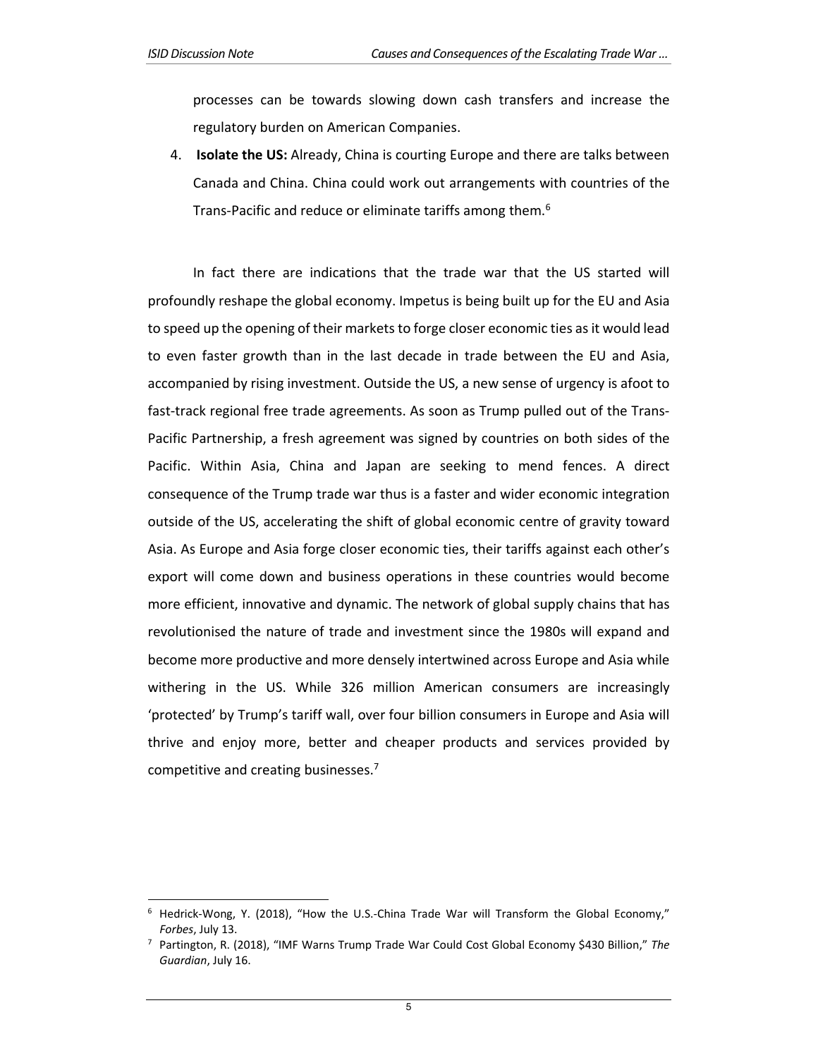processes can be towards slowing down cash transfers and increase the regulatory burden on American Companies.

4. **Isolate the US:** Already, China is courting Europe and there are talks between Canada and China. China could work out arrangements with countries of the Trans-Pacific and reduce or eliminate tariffs among them.[6]

In fact there are indications that the trade war that the US started will profoundly reshape the global economy. Impetus is being built up for the EU and Asia to speed up the opening of their markets to forge closer economic ties as it would lead to even faster growth than in the last decade in trade between the EU and Asia, accompanied by rising investment. Outside the US, a new sense of urgency is afoot to fast-track regional free trade agreements. As soon as Trump pulled out of the Trans-Pacific Partnership, a fresh agreement was signed by countries on both sides of the Pacific. Within Asia, China and Japan are seeking to mend fences. A direct consequence of the Trump trade war thus is a faster and wider economic integration outside of the US, accelerating the shift of global economic centre of gravity toward Asia. As Europe and Asia forge closer economic ties, their tariffs against each other's export will come down and business operations in these countries would become more efficient, innovative and dynamic. The network of global supply chains that has revolutionised the nature of trade and investment since the 1980s will expand and become more productive and more densely intertwined across Europe and Asia while withering in the US. While 326 million American consumers are increasingly 'protected' by Trump's tariff wall, over four billion consumers in Europe and Asia will thrive and enjoy more, better and cheaper products and services provided by competitive and creating businesses.[7]

---

[6] Hedrick-Wong, Y. (2018), "How the U.S.-China Trade War will Transform the Global Economy," *Forbes*, July 13.

[7] Partington, R. (2018), "IMF Warns Trump Trade War Could Cost Global Economy $430 Billion," *The Guardian*, July 16.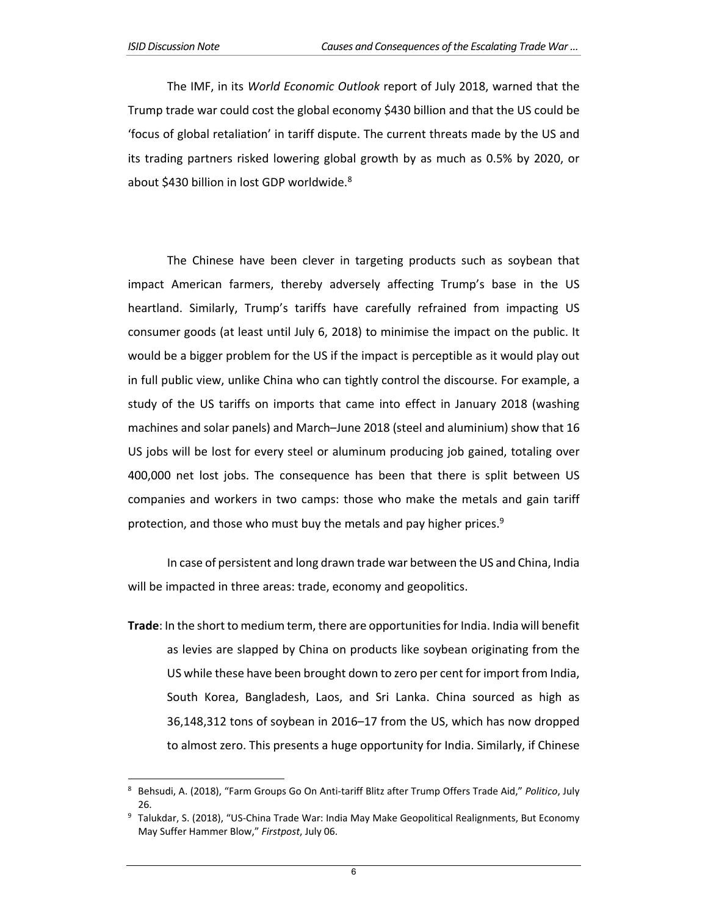The IMF, in its *World Economic Outlook* report of July 2018, warned that the Trump trade war could cost the global economy \$430 billion and that the US could be 'focus of global retaliation' in tariff dispute. The current threats made by the US and its trading partners risked lowering global growth by as much as 0.5% by 2020, or about \$430 billion in lost GDP worldwide.[8]

The Chinese have been clever in targeting products such as soybean that impact American farmers, thereby adversely affecting Trump's base in the US heartland. Similarly, Trump's tariffs have carefully refrained from impacting US consumer goods (at least until July 6, 2018) to minimise the impact on the public. It would be a bigger problem for the US if the impact is perceptible as it would play out in full public view, unlike China who can tightly control the discourse. For example, a study of the US tariffs on imports that came into effect in January 2018 (washing machines and solar panels) and March–June 2018 (steel and aluminium) show that 16 US jobs will be lost for every steel or aluminum producing job gained, totaling over 400,000 net lost jobs. The consequence has been that there is split between US companies and workers in two camps: those who make the metals and gain tariff protection, and those who must buy the metals and pay higher prices.[9]

In case of persistent and long drawn trade war between the US and China, India will be impacted in three areas: trade, economy and geopolitics.

**Trade**: In the short to medium term, there are opportunities for India. India will benefit as levies are slapped by China on products like soybean originating from the US while these have been brought down to zero per cent for import from India, South Korea, Bangladesh, Laos, and Sri Lanka. China sourced as high as 36,148,312 tons of soybean in 2016–17 from the US, which has now dropped to almost zero. This presents a huge opportunity for India. Similarly, if Chinese

---

[8] Behsudi, A. (2018), "Farm Groups Go On Anti-tariff Blitz after Trump Offers Trade Aid," *Politico*, July 26.

[9] Talukdar, S. (2018), "US-China Trade War: India May Make Geopolitical Realignments, But Economy May Suffer Hammer Blow," *Firstpost*, July 06.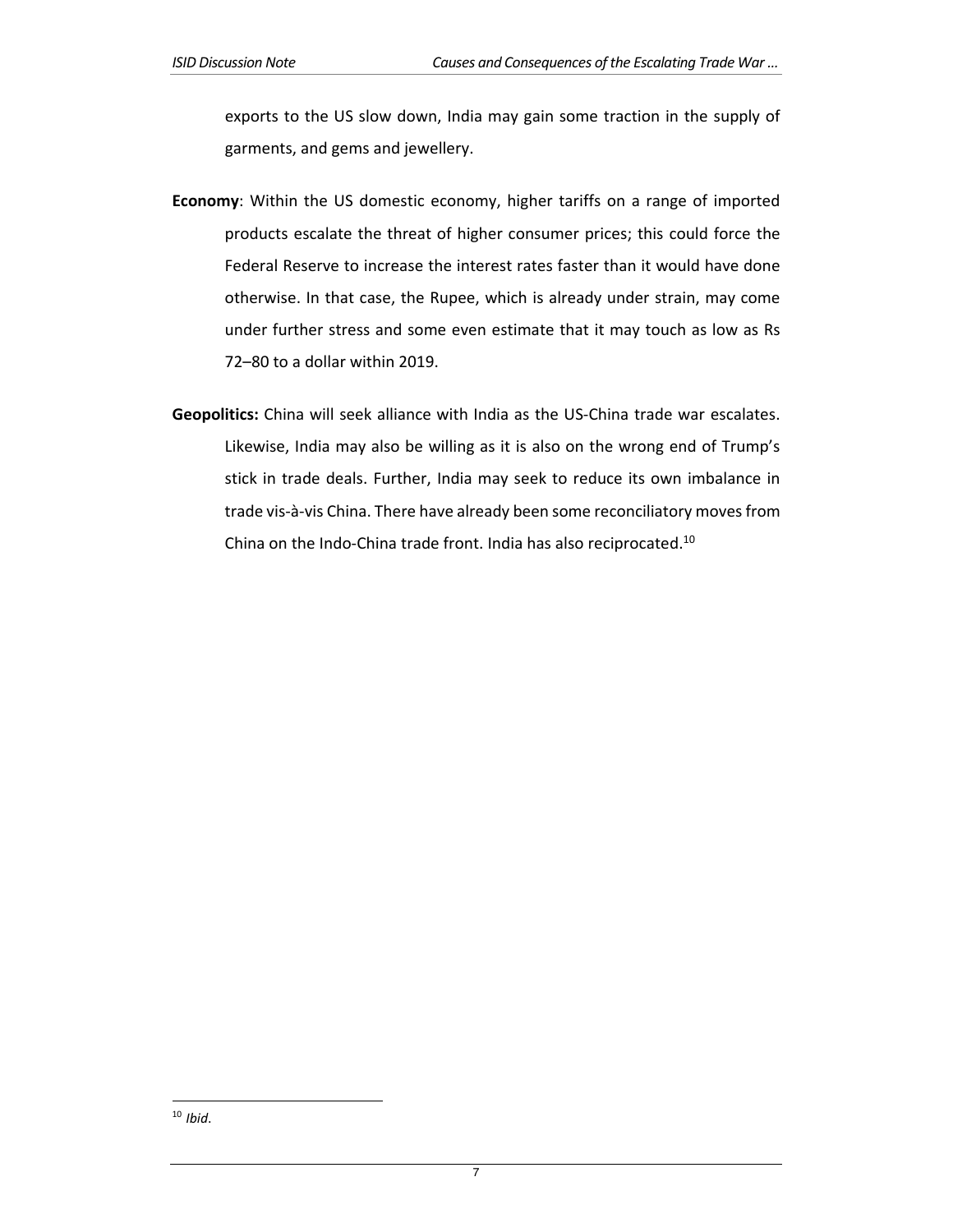exports to the US slow down, India may gain some traction in the supply of garments, and gems and jewellery.

**Economy**: Within the US domestic economy, higher tariffs on a range of imported products escalate the threat of higher consumer prices; this could force the Federal Reserve to increase the interest rates faster than it would have done otherwise. In that case, the Rupee, which is already under strain, may come under further stress and some even estimate that it may touch as low as Rs 72–80 to a dollar within 2019.

**Geopolitics:** China will seek alliance with India as the US-China trade war escalates. Likewise, India may also be willing as it is also on the wrong end of Trump's stick in trade deals. Further, India may seek to reduce its own imbalance in trade vis-à-vis China. There have already been some reconciliatory moves from China on the Indo-China trade front. India has also reciprocated.[10]

---

[10] *Ibid*.